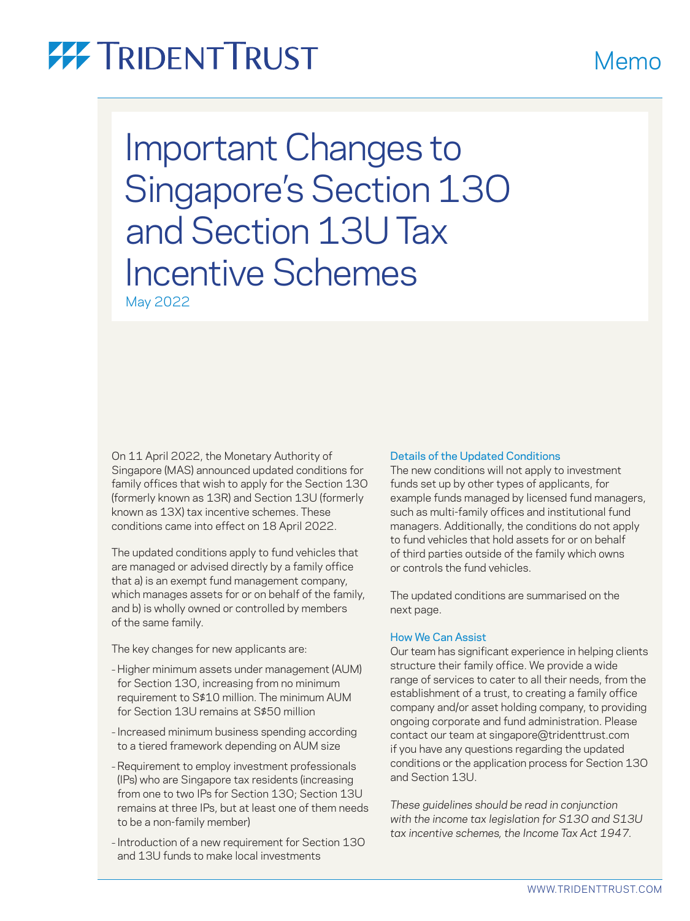Memo

# Important Changes to Singapore's Section 13O and Section 13U Tax Incentive Schemes

May 2022

On 11 April 2022, the Monetary Authority of Singapore (MAS) announced updated conditions for family offices that wish to apply for the Section 13O (formerly known as 13R) and Section 13U (formerly known as 13X) tax incentive schemes. These conditions came into effect on 18 April 2022.

The updated conditions apply to fund vehicles that are managed or advised directly by a family office that a) is an exempt fund management company, which manages assets for or on behalf of the family, and b) is wholly owned or controlled by members of the same family.

The key changes for new applicants are:

- Higher minimum assets under management (AUM) for Section 13O, increasing from no minimum requirement to S$10 million. The minimum AUM for Section 13U remains at S$50 million
- Increased minimum business spending according to a tiered framework depending on AUM size
- Requirement to employ investment professionals (IPs) who are Singapore tax residents (increasing from one to two IPs for Section 13O; Section 13U remains at three IPs, but at least one of them needs to be a non-family member)
- Introduction of a new requirement for Section 13O and 13U funds to make local investments

### Details of the Updated Conditions

The new conditions will not apply to investment funds set up by other types of applicants, for example funds managed by licensed fund managers, such as multi-family offices and institutional fund managers. Additionally, the conditions do not apply to fund vehicles that hold assets for or on behalf of third parties outside of the family which owns or controls the fund vehicles.

The updated conditions are summarised on the next page.

### How We Can Assist

Our team has significant experience in helping clients structure their family office. We provide a wide range of services to cater to all their needs, from the establishment of a trust, to creating a family office company and/or asset holding company, to providing ongoing corporate and fund administration. Please contact our team at singapore@tridenttrust.com if you have any questions regarding the updated conditions or the application process for Section 13O and Section 13U.

*These guidelines should be read in conjunction with the income tax legislation for S13O and S13U tax incentive schemes, the Income Tax Act 1947.*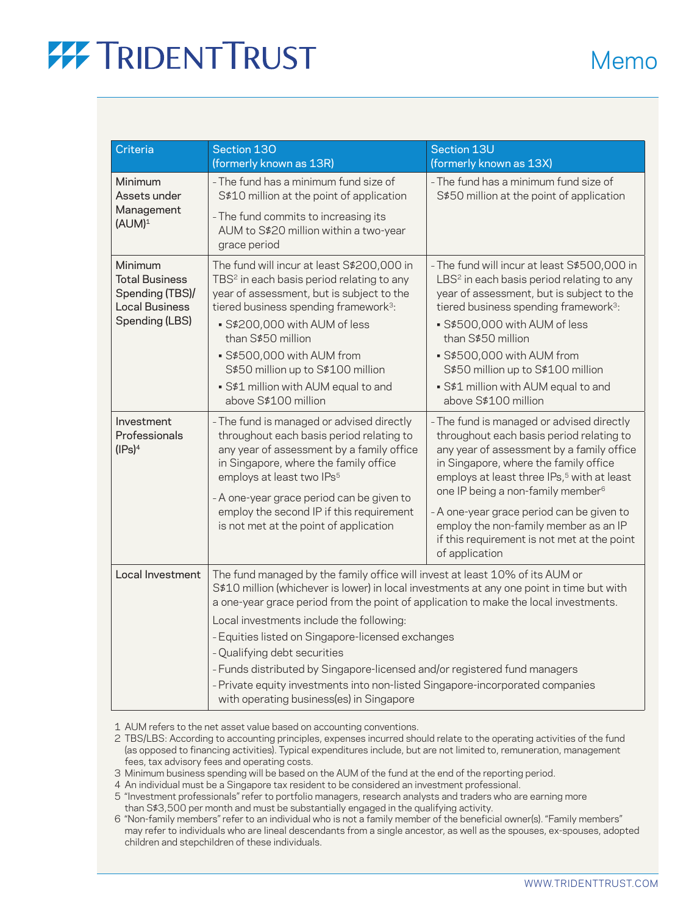| Criteria | Section 13O (formerly known as 13R) | Section 13U (formerly known as 13X) |
|---|---|---|
| Minimum Assets under Management (AUM)[1] | - The fund has a minimum fund size of S$10 million at the point of application<br>- The fund commits to increasing its AUM to S$20 million within a two-year grace period | - The fund has a minimum fund size of S$50 million at the point of application |
| Minimum Total Business Spending (TBS)/ Local Business Spending (LBS) | The fund will incur at least S$200,000 in TBS[2] in each basis period relating to any year of assessment, but is subject to the tiered business spending framework[3]:<br>▪ S$200,000 with AUM of less than S$50 million<br>▪ S$500,000 with AUM from S$50 million up to S$100 million<br>▪ S$1 million with AUM equal to and above S$100 million | - The fund will incur at least S$500,000 in LBS[2] in each basis period relating to any year of assessment, but is subject to the tiered business spending framework[3]:<br>▪ S$500,000 with AUM of less than S$50 million<br>▪ S$500,000 with AUM from S$50 million up to S$100 million<br>▪ S$1 million with AUM equal to and above S$100 million |
| Investment Professionals (IPs)[4] | - The fund is managed or advised directly throughout each basis period relating to any year of assessment by a family office in Singapore, where the family office employs at least two IPs[5]<br>- A one-year grace period can be given to employ the second IP if this requirement is not met at the point of application | - The fund is managed or advised directly throughout each basis period relating to any year of assessment by a family office in Singapore, where the family office employs at least three IPs,[5] with at least one IP being a non-family member[6]<br>- A one-year grace period can be given to employ the non-family member as an IP if this requirement is not met at the point of application |
| Local Investment | The fund managed by the family office will invest at least 10% of its AUM or S$10 million (whichever is lower) in local investments at any one point in time but with a one-year grace period from the point of application to make the local investments.<br>Local investments include the following:<br>- Equities listed on Singapore-licensed exchanges<br>- Qualifying debt securities<br>- Funds distributed by Singapore-licensed and/or registered fund managers<br>- Private equity investments into non-listed Singapore-incorporated companies with operating business(es) in Singapore | |

1 AUM refers to the net asset value based on accounting conventions.
2 TBS/LBS: According to accounting principles, expenses incurred should relate to the operating activities of the fund (as opposed to financing activities). Typical expenditures include, but are not limited to, remuneration, management fees, tax advisory fees and operating costs.
3 Minimum business spending will be based on the AUM of the fund at the end of the reporting period.
4 An individual must be a Singapore tax resident to be considered an investment professional.
5 "Investment professionals" refer to portfolio managers, research analysts and traders who are earning more than S$3,500 per month and must be substantially engaged in the qualifying activity.
6 "Non-family members" refer to an individual who is not a family member of the beneficial owner(s). "Family members" may refer to individuals who are lineal descendants from a single ancestor, as well as the spouses, ex-spouses, adopted children and stepchildren of these individuals.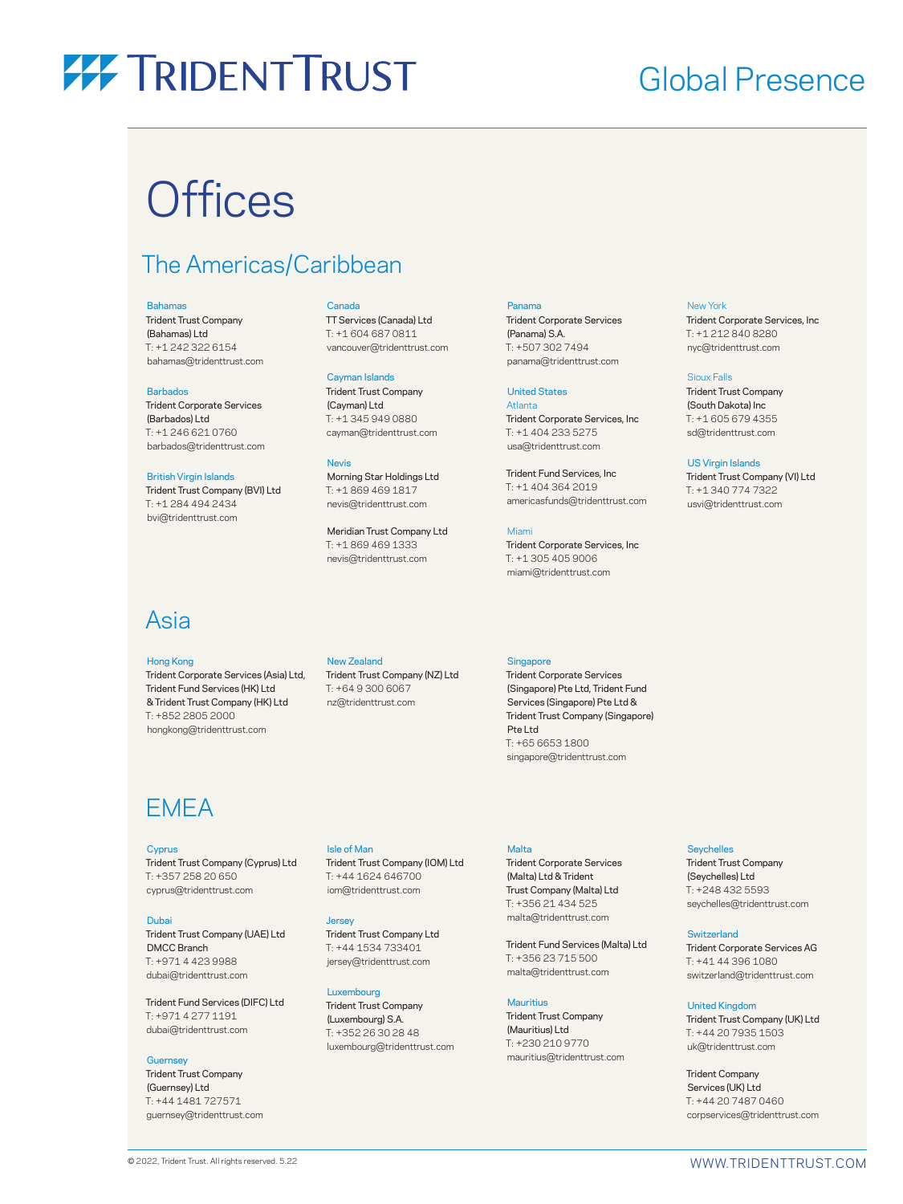# Offices

## The Americas/Caribbean

### Bahamas
Trident Trust Company (Bahamas) Ltd
T: +1 242 322 6154
bahamas@tridenttrust.com

### Barbados
Trident Corporate Services (Barbados) Ltd
T: +1 246 621 0760
barbados@tridenttrust.com

### British Virgin Islands
Trident Trust Company (BVI) Ltd
T: +1 284 494 2434
bvi@tridenttrust.com

### Canada
TT Services (Canada) Ltd
T: +1 604 687 0811
vancouver@tridenttrust.com

### Cayman Islands
Trident Trust Company (Cayman) Ltd
T: +1 345 949 0880
cayman@tridenttrust.com

### Nevis
Morning Star Holdings Ltd
T: +1 869 469 1817
nevis@tridenttrust.com

Meridian Trust Company Ltd
T: +1 869 469 1333
nevis@tridenttrust.com

### Panama
Trident Corporate Services (Panama) S.A.
T: +507 302 7494
panama@tridenttrust.com

### United States

#### Atlanta
Trident Corporate Services, Inc
T: +1 404 233 5275
usa@tridenttrust.com

Trident Fund Services, Inc
T: +1 404 364 2019
americasfunds@tridenttrust.com

#### Miami
Trident Corporate Services, Inc
T: +1 305 405 9006
miami@tridenttrust.com

#### New York
Trident Corporate Services, Inc
T: +1 212 840 8280
nyc@tridenttrust.com

#### Sioux Falls
Trident Trust Company (South Dakota) Inc
T: +1 605 679 4355
sd@tridenttrust.com

### US Virgin Islands
Trident Trust Company (VI) Ltd
T: +1 340 774 7322
usvi@tridenttrust.com

## Asia

### Hong Kong
Trident Corporate Services (Asia) Ltd, Trident Fund Services (HK) Ltd & Trident Trust Company (HK) Ltd
T: +852 2805 2000
hongkong@tridenttrust.com

### New Zealand
Trident Trust Company (NZ) Ltd
T: +64 9 300 6067
nz@tridenttrust.com

### Singapore
Trident Corporate Services (Singapore) Pte Ltd, Trident Fund Services (Singapore) Pte Ltd & Trident Trust Company (Singapore) Pte Ltd
T: +65 6653 1800
singapore@tridenttrust.com

## EMEA

### Cyprus
Trident Trust Company (Cyprus) Ltd
T: +357 258 20 650
cyprus@tridenttrust.com

### Dubai
Trident Trust Company (UAE) Ltd DMCC Branch
T: +971 4 423 9988
dubai@tridenttrust.com

Trident Fund Services (DIFC) Ltd
T: +971 4 277 1191
dubai@tridenttrust.com

### Guernsey
Trident Trust Company (Guernsey) Ltd
T: +44 1481 727571
guernsey@tridenttrust.com

### Isle of Man
Trident Trust Company (IOM) Ltd
T: +44 1624 646700
iom@tridenttrust.com

### Jersey
Trident Trust Company Ltd
T: +44 1534 733401
jersey@tridenttrust.com

### Luxembourg
Trident Trust Company (Luxembourg) S.A.
T: +352 26 30 28 48
luxembourg@tridenttrust.com

### Malta
Trident Corporate Services (Malta) Ltd & Trident Trust Company (Malta) Ltd
T: +356 21 434 525
malta@tridenttrust.com

Trident Fund Services (Malta) Ltd
T: +356 23 715 500
malta@tridenttrust.com

### Mauritius
Trident Trust Company (Mauritius) Ltd
T: +230 210 9770
mauritius@tridenttrust.com

### Seychelles
Trident Trust Company (Seychelles) Ltd
T: +248 432 5593
seychelles@tridenttrust.com

### Switzerland
Trident Corporate Services AG
T: +41 44 396 1080
switzerland@tridenttrust.com

### United Kingdom
Trident Trust Company (UK) Ltd
T: +44 20 7935 1503
uk@tridenttrust.com

Trident Company Services (UK) Ltd
T: +44 20 7487 0460
corpservices@tridenttrust.com

© 2022, Trident Trust. All rights reserved. 5.22

WWW.TRIDENTTRUST.COM